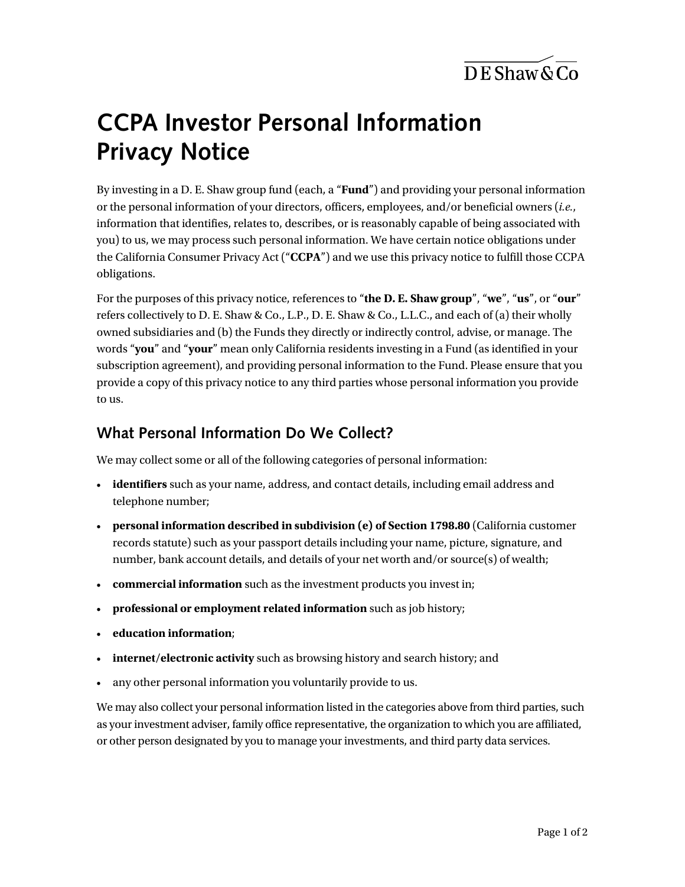# CCPA Investor Personal Information Privacy Notice

By investing in a D. E. Shaw group fund (each, a "**Fund**") and providing your personal information or the personal information of your directors, officers, employees, and/or beneficial owners (*i.e.*, information that identifies, relates to, describes, or is reasonably capable of being associated with you) to us, we may process such personal information. We have certain notice obligations under the California Consumer Privacy Act ("**CCPA**") and we use this privacy notice to fulfill those CCPA obligations.

For the purposes of this privacy notice, references to "**the D. E. Shaw group**", "**we**", "**us**", or "**our**" refers collectively to D. E. Shaw & Co., L.P., D. E. Shaw & Co., L.L.C., and each of (a) their wholly owned subsidiaries and (b) the Funds they directly or indirectly control, advise, or manage. The words "**you**" and "**your**" mean only California residents investing in a Fund (as identified in your subscription agreement), and providing personal information to the Fund. Please ensure that you provide a copy of this privacy notice to any third parties whose personal information you provide to us.

## What Personal Information Do We Collect?

We may collect some or all of the following categories of personal information:

- **identifiers** such as your name, address, and contact details, including email address and telephone number;
- **personal information described in subdivision (e) of Section 1798.80** (California customer records statute) such as your passport details including your name, picture, signature, and number, bank account details, and details of your net worth and/or source(s) of wealth;
- **commercial information** such as the investment products you invest in;
- **professional or employment related information** such as job history;
- **education information**;
- **internet/electronic activity** such as browsing history and search history; and
- any other personal information you voluntarily provide to us.

We may also collect your personal information listed in the categories above from third parties, such as your investment adviser, family office representative, the organization to which you are affiliated, or other person designated by you to manage your investments, and third party data services.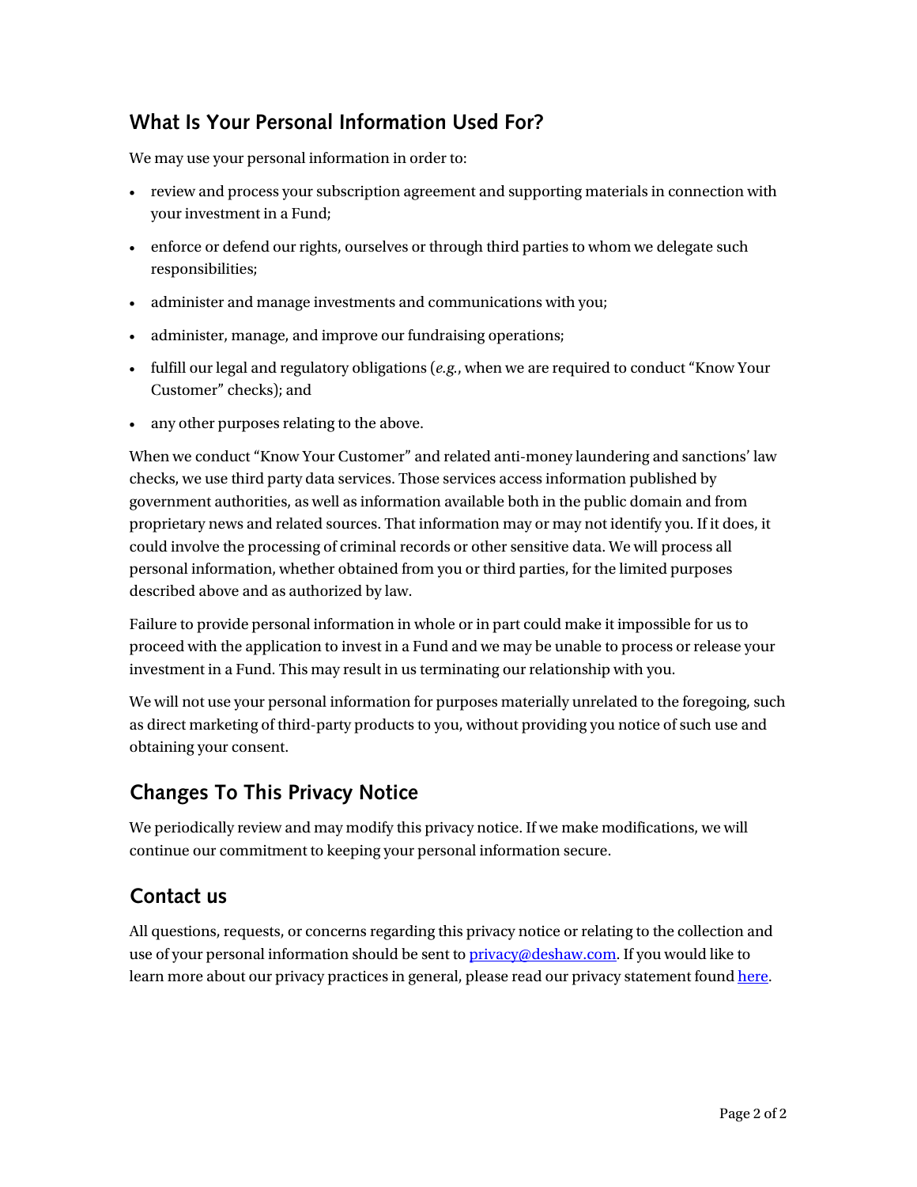## What Is Your Personal Information Used For?

We may use your personal information in order to:

- review and process your subscription agreement and supporting materials in connection with your investment in a Fund;
- enforce or defend our rights, ourselves or through third parties to whom we delegate such responsibilities;
- administer and manage investments and communications with you;
- administer, manage, and improve our fundraising operations;
- fulfill our legal and regulatory obligations (*e.g.*, when we are required to conduct "Know Your Customer" checks); and
- any other purposes relating to the above.

When we conduct "Know Your Customer" and related anti-money laundering and sanctions' law checks, we use third party data services. Those services access information published by government authorities, as well as information available both in the public domain and from proprietary news and related sources. That information may or may not identify you. If it does, it could involve the processing of criminal records or other sensitive data. We will process all personal information, whether obtained from you or third parties, for the limited purposes described above and as authorized by law.

Failure to provide personal information in whole or in part could make it impossible for us to proceed with the application to invest in a Fund and we may be unable to process or release your investment in a Fund. This may result in us terminating our relationship with you.

We will not use your personal information for purposes materially unrelated to the foregoing, such as direct marketing of third-party products to you, without providing you notice of such use and obtaining your consent.

## Changes To This Privacy Notice

We periodically review and may modify this privacy notice. If we make modifications, we will continue our commitment to keeping your personal information secure.

## Contact us

All questions, requests, or concerns regarding this privacy notice or relating to the collection and use of your personal information should be sent to privacy@deshaw.com. If you would like to learn more about our privacy practices in general, please read our privacy statement found here.